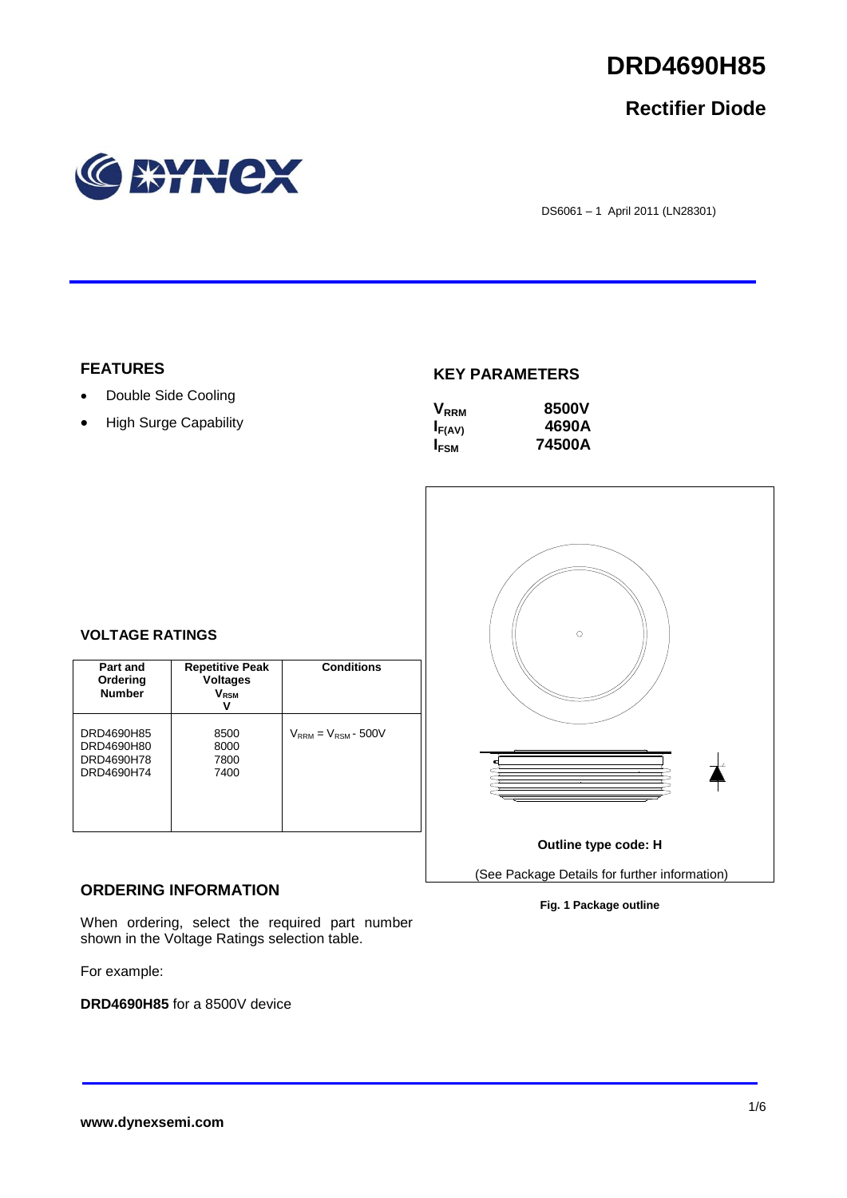# DRD4690H85

## Rectifier Diode

DS6061 – 1 April 2011 (LN28301)

### FEATURES

- Double Side Cooling
- High Surge Capability

### KEY PARAMETERS

| | |
|---|---|
| $V_{RRM}$ | **8500V** |
| $I_{F(AV)}$ | **4690A** |
| $I_{FSM}$ | **74500A** |

### VOLTAGE RATINGS

| Part and Ordering Number | Repetitive Peak Voltages $V_{RSM}$ V | Conditions |
|---|---|---|
| DRD4690H85<br>DRD4690H80<br>DRD4690H78<br>DRD4690H74 | 8500<br>8000<br>7800<br>7400 | $V_{RRM} = V_{RSM}$ - 500V |

Outline type code: H

(See Package Details for further information)

**Fig. 1 Package outline**

### ORDERING INFORMATION

When ordering, select the required part number shown in the Voltage Ratings selection table.

For example:

**DRD4690H85** for a 8500V device

**www.dynexsemi.com**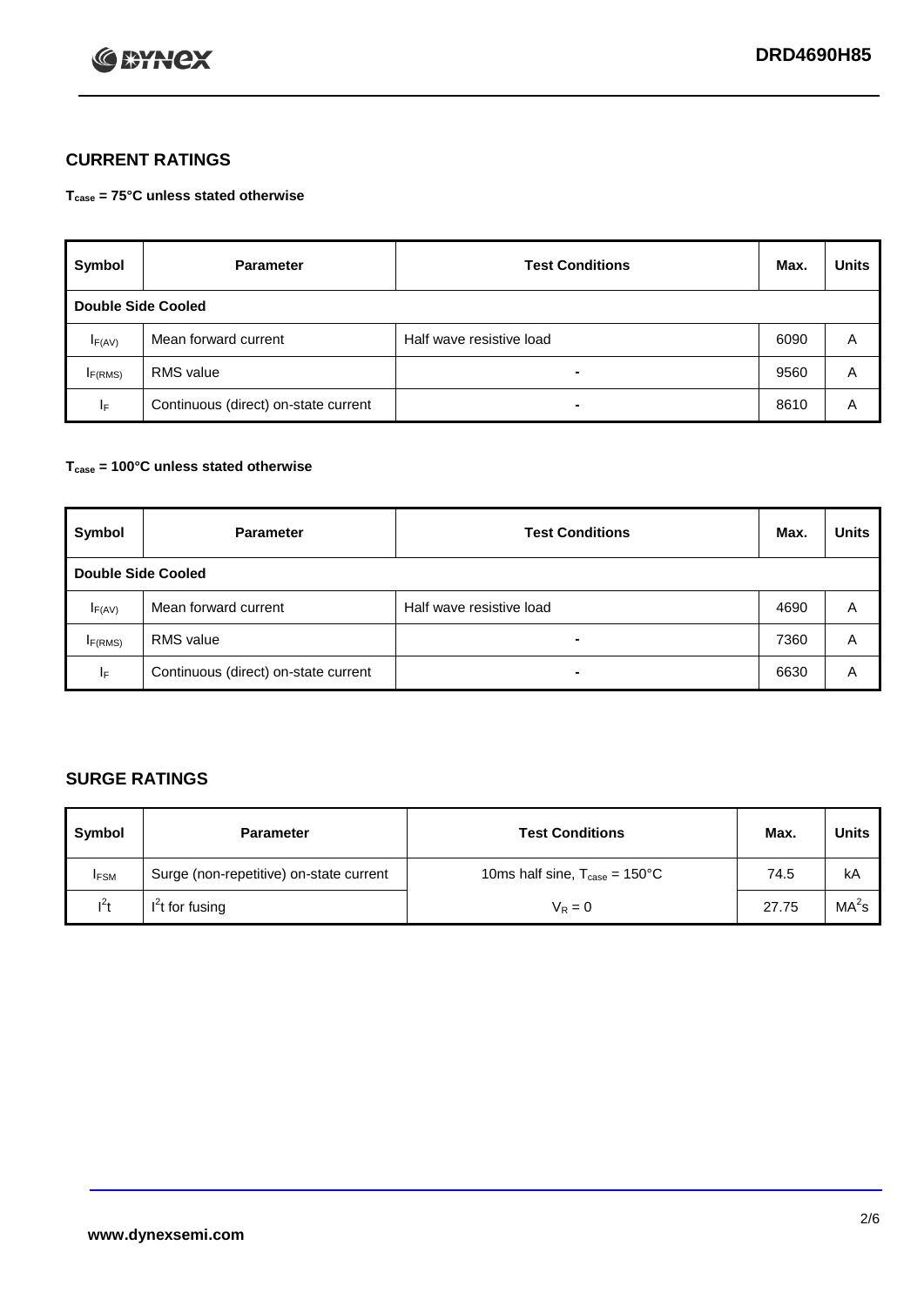## CURRENT RATINGS

**$T_{case}$ = 75°C unless stated otherwise**

| Symbol | Parameter | Test Conditions | Max. | Units |
|---|---|---|---|---|
| **Double Side Cooled** | | | | |
| $I_{F(AV)}$ | Mean forward current | Half wave resistive load | 6090 | A |
| $I_{F(RMS)}$ | RMS value | - | 9560 | A |
| $I_F$ | Continuous (direct) on-state current | - | 8610 | A |

**$T_{case}$ = 100°C unless stated otherwise**

| Symbol | Parameter | Test Conditions | Max. | Units |
|---|---|---|---|---|
| **Double Side Cooled** | | | | |
| $I_{F(AV)}$ | Mean forward current | Half wave resistive load | 4690 | A |
| $I_{F(RMS)}$ | RMS value | - | 7360 | A |
| $I_F$ | Continuous (direct) on-state current | - | 6630 | A |

## SURGE RATINGS

| Symbol | Parameter | Test Conditions | Max. | Units |
|---|---|---|---|---|
| $I_{FSM}$ | Surge (non-repetitive) on-state current | 10ms half sine, $T_{case}$ = 150°C | 74.5 | kA |
| $I^2t$ | $I^2t$ for fusing | $V_R = 0$ | 27.75 | $MA^2s$ |

www.dynexsemi.com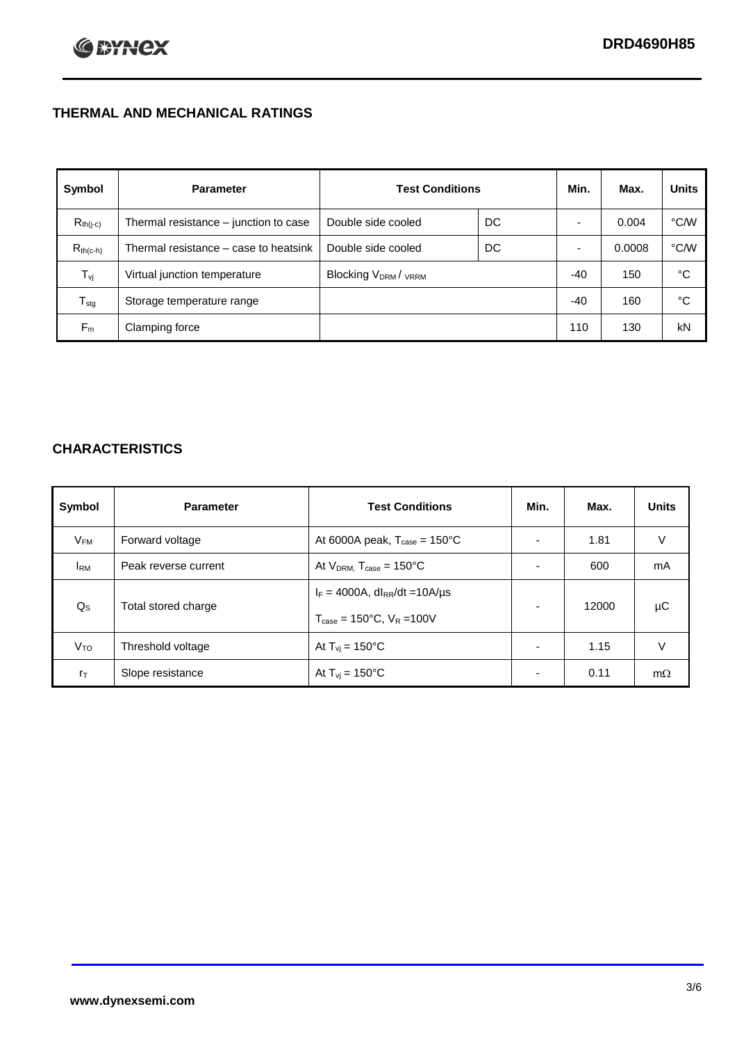## THERMAL AND MECHANICAL RATINGS

| Symbol | Parameter | Test Conditions | | Min. | Max. | Units |
|---|---|---|---|---|---|---|
| $R_{th(j-c)}$ | Thermal resistance – junction to case | Double side cooled | DC | - | 0.004 | °C/W |
| $R_{th(c-h)}$ | Thermal resistance – case to heatsink | Double side cooled | DC | - | 0.0008 | °C/W |
| $T_{vj}$ | Virtual junction temperature | Blocking $V_{DRM}$ / $V_{RRM}$ | | -40 | 150 | °C |
| $T_{stg}$ | Storage temperature range | | | -40 | 160 | °C |
| $F_m$ | Clamping force | | | 110 | 130 | kN |

## CHARACTERISTICS

| Symbol | Parameter | Test Conditions | Min. | Max. | Units |
|---|---|---|---|---|---|
| $V_{FM}$ | Forward voltage | At 6000A peak, $T_{case}$ = 150°C | - | 1.81 | V |
| $I_{RM}$ | Peak reverse current | At $V_{DRM}$, $T_{case}$ = 150°C | - | 600 | mA |
| $Q_S$ | Total stored charge | $I_F$ = 4000A, $dI_{RR}/dt$ =10A/µs<br>$T_{case}$ = 150°C, $V_R$ =100V | - | 12000 | µC |
| $V_{TO}$ | Threshold voltage | At $T_{vj}$ = 150°C | - | 1.15 | V |
| $r_T$ | Slope resistance | At $T_{vj}$ = 150°C | - | 0.11 | mΩ |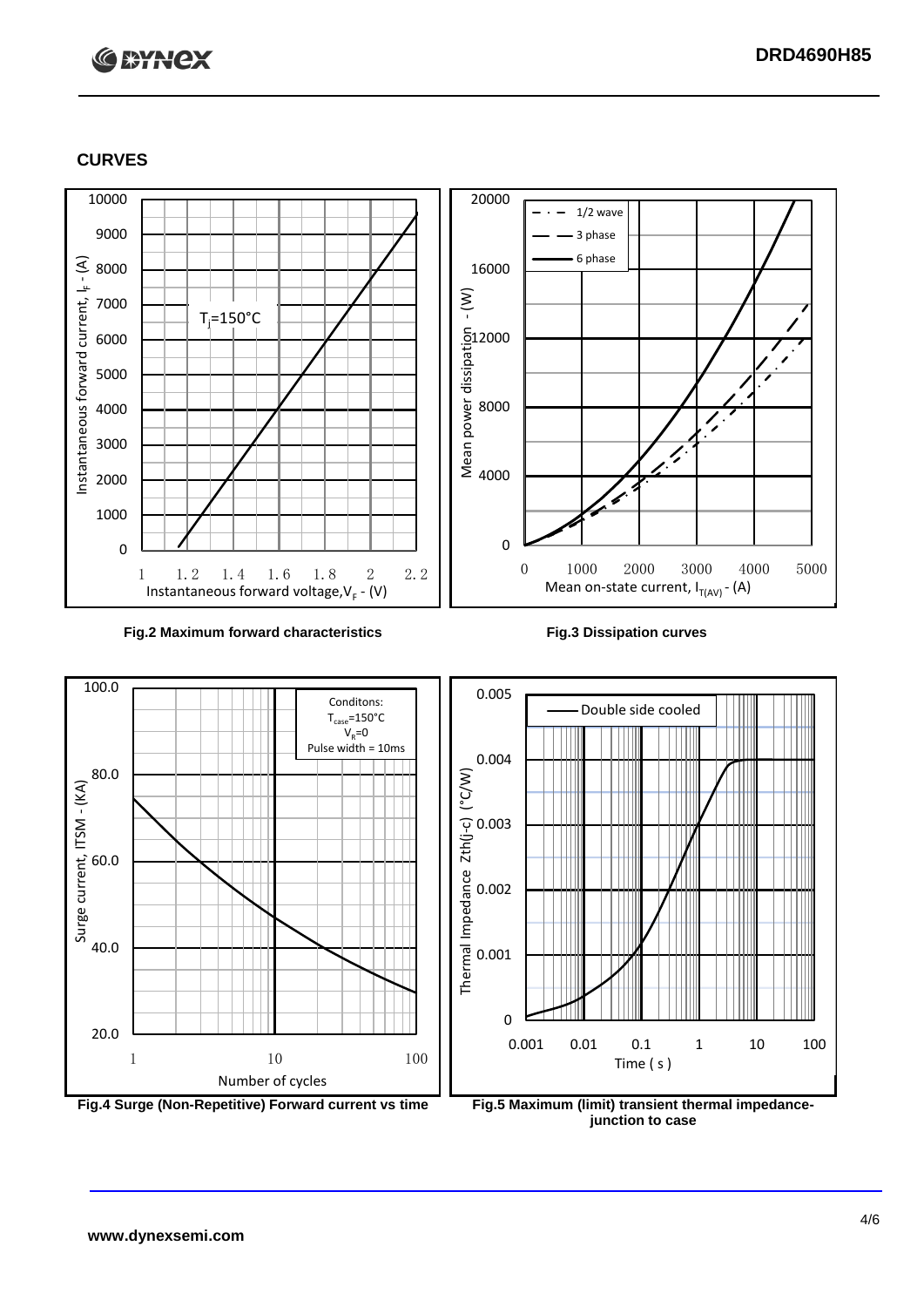## CURVES

Fig.2 Maximum forward characteristics

Fig.3 Dissipation curves

Fig.4 Surge (Non-Repetitive) Forward current vs time

Fig.5 Maximum (limit) transient thermal impedance-junction to case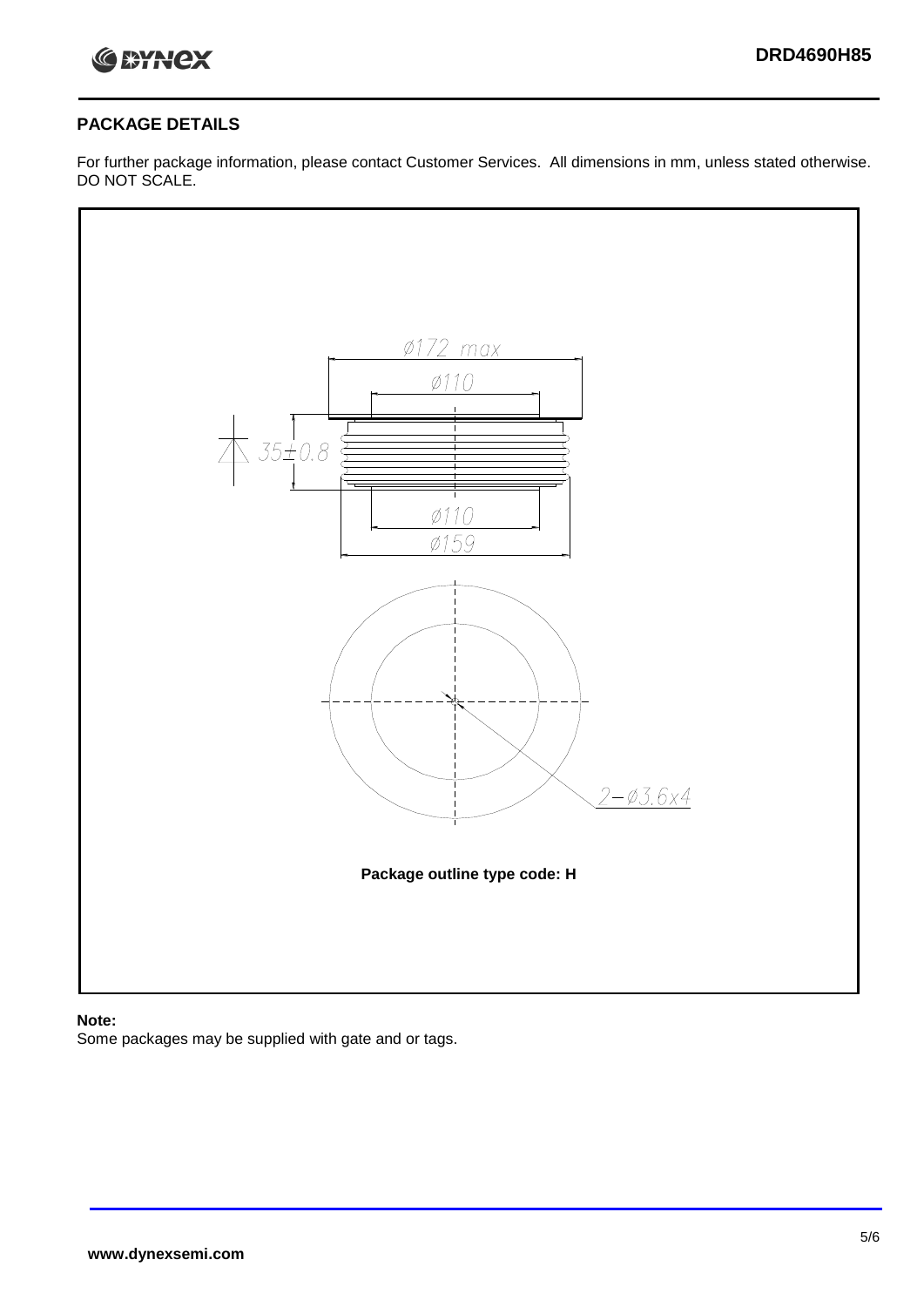## PACKAGE DETAILS

For further package information, please contact Customer Services. All dimensions in mm, unless stated otherwise. DO NOT SCALE.

Ø172 max

Ø110

35±0.8

Ø110

Ø159

2−Ø3.6x4

**Package outline type code: H**

**Note:**

Some packages may be supplied with gate and or tags.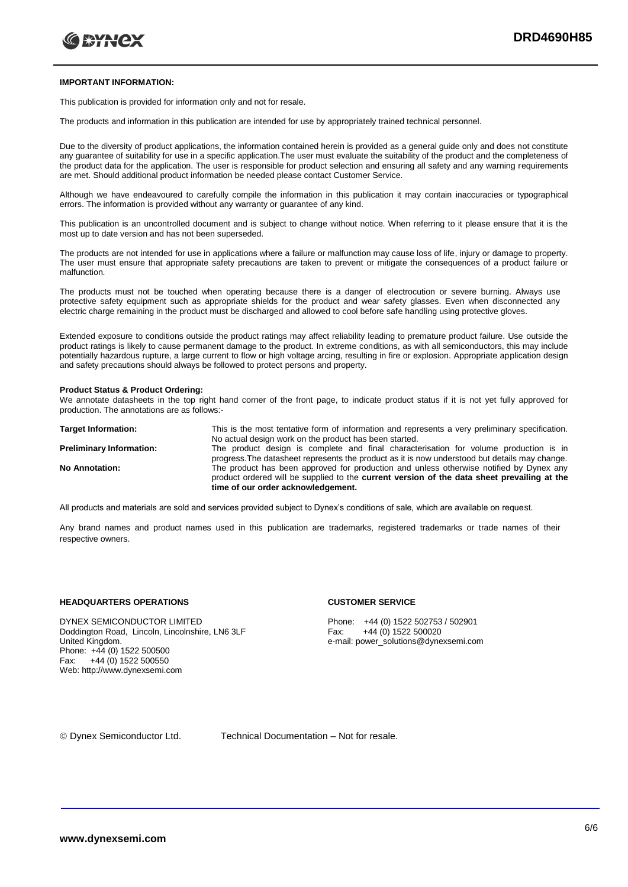**IMPORTANT INFORMATION:**

This publication is provided for information only and not for resale.

The products and information in this publication are intended for use by appropriately trained technical personnel.

Due to the diversity of product applications, the information contained herein is provided as a general guide only and does not constitute any guarantee of suitability for use in a specific application.The user must evaluate the suitability of the product and the completeness of the product data for the application. The user is responsible for product selection and ensuring all safety and any warning requirements are met. Should additional product information be needed please contact Customer Service.

Although we have endeavoured to carefully compile the information in this publication it may contain inaccuracies or typographical errors. The information is provided without any warranty or guarantee of any kind.

This publication is an uncontrolled document and is subject to change without notice. When referring to it please ensure that it is the most up to date version and has not been superseded.

The products are not intended for use in applications where a failure or malfunction may cause loss of life, injury or damage to property. The user must ensure that appropriate safety precautions are taken to prevent or mitigate the consequences of a product failure or malfunction.

The products must not be touched when operating because there is a danger of electrocution or severe burning. Always use protective safety equipment such as appropriate shields for the product and wear safety glasses. Even when disconnected any electric charge remaining in the product must be discharged and allowed to cool before safe handling using protective gloves.

Extended exposure to conditions outside the product ratings may affect reliability leading to premature product failure. Use outside the product ratings is likely to cause permanent damage to the product. In extreme conditions, as with all semiconductors, this may include potentially hazardous rupture, a large current to flow or high voltage arcing, resulting in fire or explosion. Appropriate application design and safety precautions should always be followed to protect persons and property.

**Product Status & Product Ordering:**

We annotate datasheets in the top right hand corner of the front page, to indicate product status if it is not yet fully approved for production. The annotations are as follows:-

| | |
|---|---|
| **Target Information:** | This is the most tentative form of information and represents a very preliminary specification. No actual design work on the product has been started. |
| **Preliminary Information:** | The product design is complete and final characterisation for volume production is in progress.The datasheet represents the product as it is now understood but details may change. |
| **No Annotation:** | The product has been approved for production and unless otherwise notified by Dynex any product ordered will be supplied to the **current version of the data sheet prevailing at the time of our order acknowledgement.** |

All products and materials are sold and services provided subject to Dynex's conditions of sale, which are available on request.

Any brand names and product names used in this publication are trademarks, registered trademarks or trade names of their respective owners.

**HEADQUARTERS OPERATIONS**

DYNEX SEMICONDUCTOR LIMITED
Doddington Road, Lincoln, Lincolnshire, LN6 3LF
United Kingdom.
Phone: +44 (0) 1522 500500
Fax: +44 (0) 1522 500550
Web: http://www.dynexsemi.com

**CUSTOMER SERVICE**

Phone: +44 (0) 1522 502753 / 502901
Fax: +44 (0) 1522 500020
e-mail: power_solutions@dynexsemi.com

© Dynex Semiconductor Ltd. Technical Documentation – Not for resale.